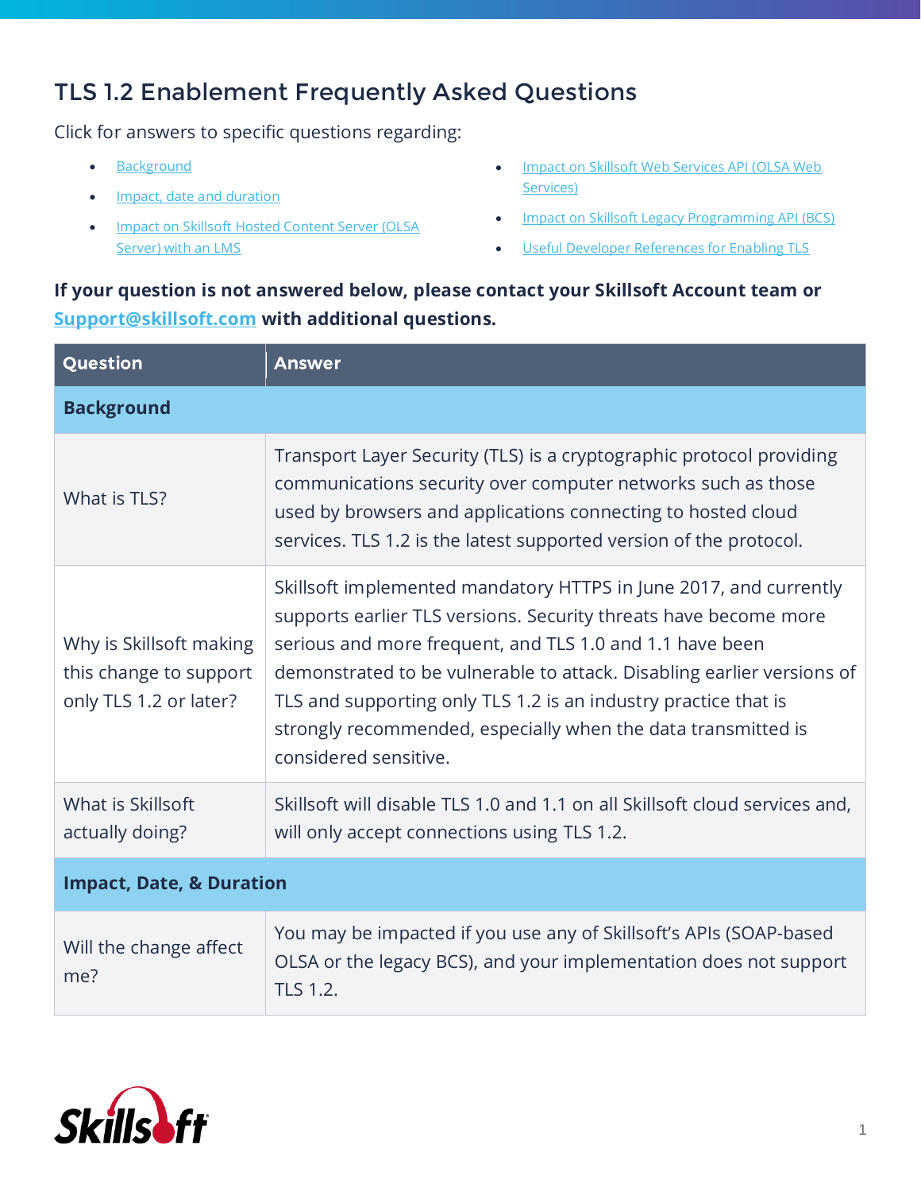# TLS 1.2 Enablement Frequently Asked Questions

Click for answers to specific questions regarding:

- Background
- Impact, date and duration
- Impact on Skillsoft Hosted Content Server (OLSA Server) with an LMS
- Impact on Skillsoft Web Services API (OLSA Web Services)
- Impact on Skillsoft Legacy Programming API (BCS)
- Useful Developer References for Enabling TLS

**If your question is not answered below, please contact your Skillsoft Account team or [Support@skillsoft.com](mailto:Support@skillsoft.com) with additional questions.**

| Question | Answer |
| --- | --- |
| **Background** | |
| What is TLS? | Transport Layer Security (TLS) is a cryptographic protocol providing communications security over computer networks such as those used by browsers and applications connecting to hosted cloud services. TLS 1.2 is the latest supported version of the protocol. |
| Why is Skillsoft making this change to support only TLS 1.2 or later? | Skillsoft implemented mandatory HTTPS in June 2017, and currently supports earlier TLS versions. Security threats have become more serious and more frequent, and TLS 1.0 and 1.1 have been demonstrated to be vulnerable to attack. Disabling earlier versions of TLS and supporting only TLS 1.2 is an industry practice that is strongly recommended, especially when the data transmitted is considered sensitive. |
| What is Skillsoft actually doing? | Skillsoft will disable TLS 1.0 and 1.1 on all Skillsoft cloud services and, will only accept connections using TLS 1.2. |
| **Impact, Date, & Duration** | |
| Will the change affect me? | You may be impacted if you use any of Skillsoft's APIs (SOAP-based OLSA or the legacy BCS), and your implementation does not support TLS 1.2. |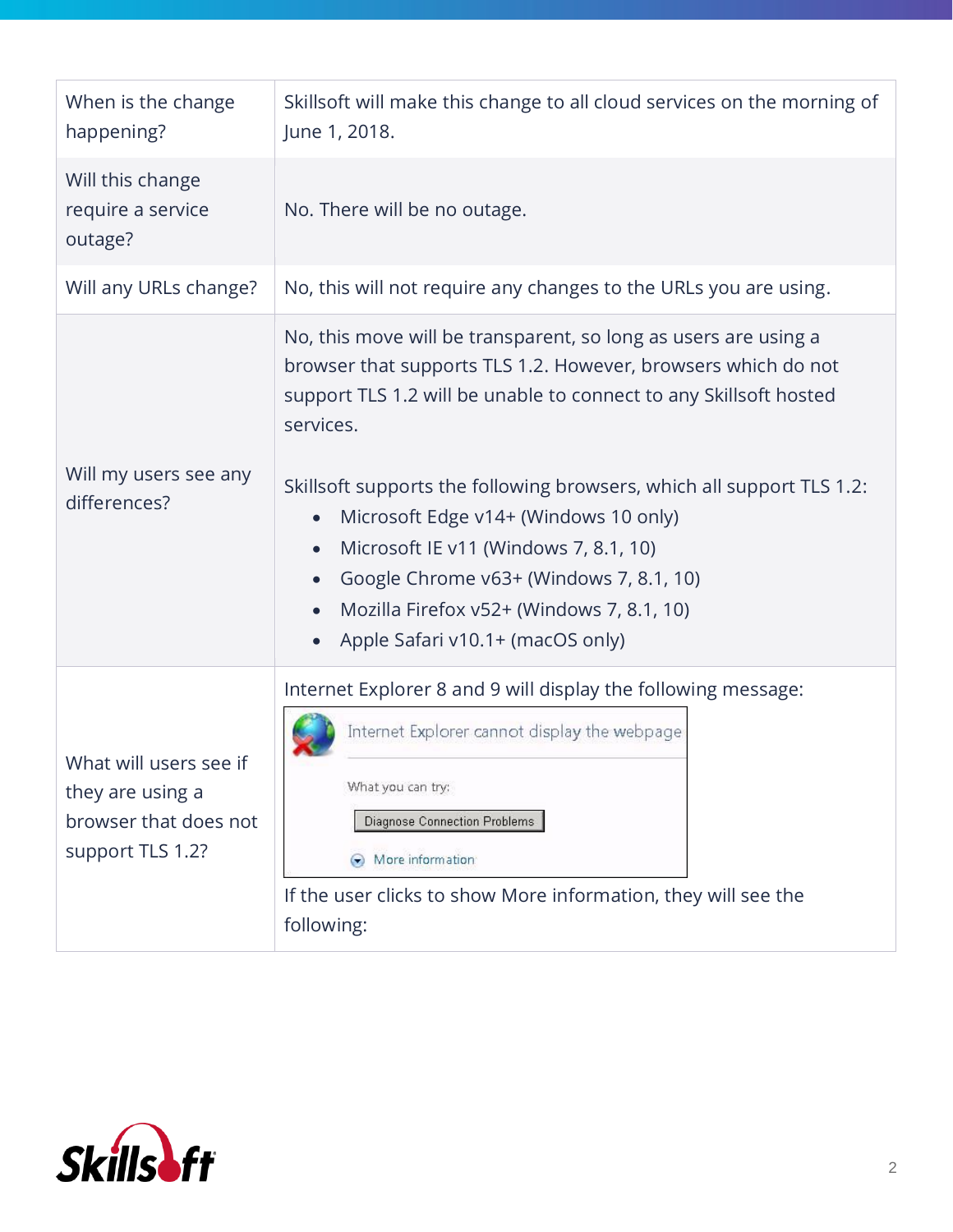| | |
|---|---|
| When is the change happening? | Skillsoft will make this change to all cloud services on the morning of June 1, 2018. |
| Will this change require a service outage? | No. There will be no outage. |
| Will any URLs change? | No, this will not require any changes to the URLs you are using. |
| Will my users see any differences? | No, this move will be transparent, so long as users are using a browser that supports TLS 1.2. However, browsers which do not support TLS 1.2 will be unable to connect to any Skillsoft hosted services.<br><br>Skillsoft supports the following browsers, which all support TLS 1.2:<br>• Microsoft Edge v14+ (Windows 10 only)<br>• Microsoft IE v11 (Windows 7, 8.1, 10)<br>• Google Chrome v63+ (Windows 7, 8.1, 10)<br>• Mozilla Firefox v52+ (Windows 7, 8.1, 10)<br>• Apple Safari v10.1+ (macOS only) |
| What will users see if they are using a browser that does not support TLS 1.2? | Internet Explorer 8 and 9 will display the following message:<br><br>Internet Explorer cannot display the webpage<br>What you can try:<br>Diagnose Connection Problems<br>More information<br><br>If the user clicks to show More information, they will see the following: |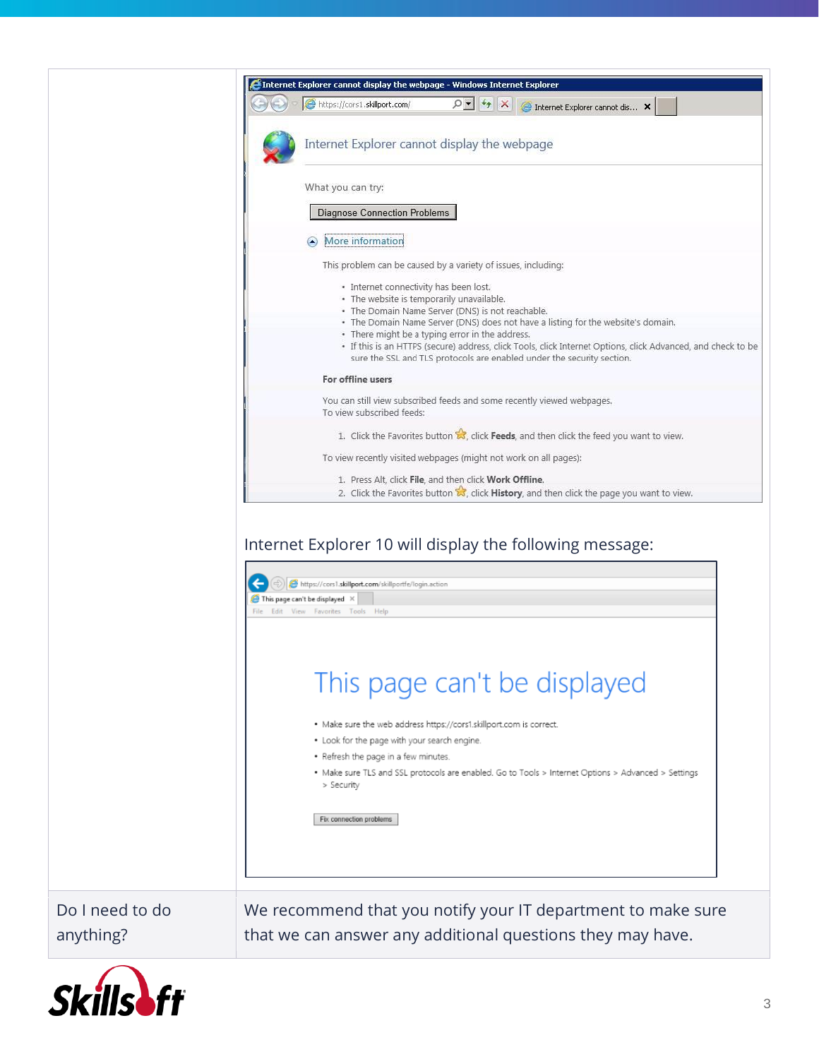| | |
|---|---|
| | Internet Explorer cannot display the webpage - Windows Internet Explorer<br><br>https://cors1.skillport.com/<br><br>Internet Explorer cannot display the webpage<br><br>What you can try:<br><br>Diagnose Connection Problems<br><br>More information<br><br>This problem can be caused by a variety of issues, including:<br><br>• Internet connectivity has been lost.<br>• The website is temporarily unavailable.<br>• The Domain Name Server (DNS) is not reachable.<br>• The Domain Name Server (DNS) does not have a listing for the website's domain.<br>• There might be a typing error in the address.<br>• If this is an HTTPS (secure) address, click Tools, click Internet Options, click Advanced, and check to be sure the SSL and TLS protocols are enabled under the security section.<br><br>**For offline users**<br><br>You can still view subscribed feeds and some recently viewed webpages.<br>To view subscribed feeds:<br><br>1. Click the Favorites button, click **Feeds**, and then click the feed you want to view.<br><br>To view recently visited webpages (might not work on all pages):<br><br>1. Press Alt, click **File**, and then click **Work Offline**.<br>2. Click the Favorites button, click **History**, and then click the page you want to view.<br><br>Internet Explorer 10 will display the following message:<br><br>https://cors1.skillport.com/skillportfe/login.action<br><br>This page can't be displayed<br><br>• Make sure the web address https://cors1.skillport.com is correct.<br>• Look for the page with your search engine.<br>• Refresh the page in a few minutes.<br>• Make sure TLS and SSL protocols are enabled. Go to Tools > Internet Options > Advanced > Settings > Security<br><br>Fix connection problems |
| Do I need to do anything? | We recommend that you notify your IT department to make sure that we can answer any additional questions they may have. |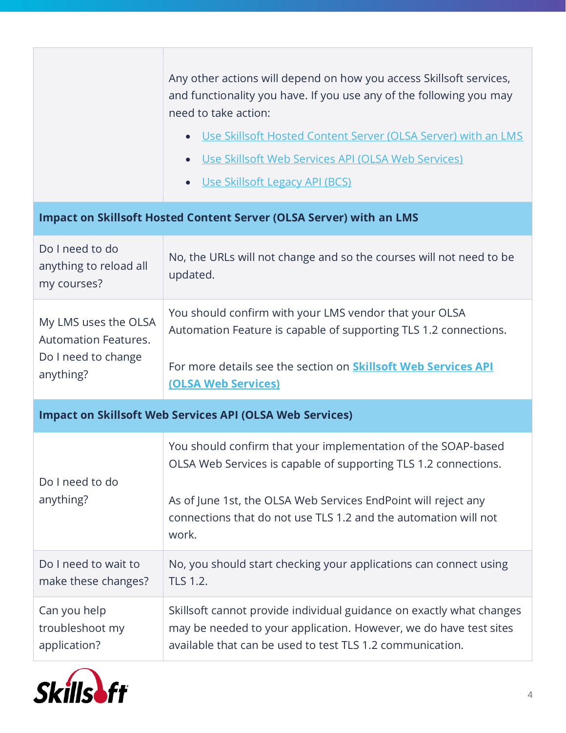| | |
|---|---|
| | Any other actions will depend on how you access Skillsoft services, and functionality you have. If you use any of the following you may need to take action:<br>• Use Skillsoft Hosted Content Server (OLSA Server) with an LMS<br>• Use Skillsoft Web Services API (OLSA Web Services)<br>• Use Skillsoft Legacy API (BCS) |
| **Impact on Skillsoft Hosted Content Server (OLSA Server) with an LMS** | |
| Do I need to do anything to reload all my courses? | No, the URLs will not change and so the courses will not need to be updated. |
| My LMS uses the OLSA Automation Features. Do I need to change anything? | You should confirm with your LMS vendor that your OLSA Automation Feature is capable of supporting TLS 1.2 connections.<br><br>For more details see the section on **Skillsoft Web Services API (OLSA Web Services)** |
| **Impact on Skillsoft Web Services API (OLSA Web Services)** | |
| Do I need to do anything? | You should confirm that your implementation of the SOAP-based OLSA Web Services is capable of supporting TLS 1.2 connections.<br><br>As of June 1st, the OLSA Web Services EndPoint will reject any connections that do not use TLS 1.2 and the automation will not work. |
| Do I need to wait to make these changes? | No, you should start checking your applications can connect using TLS 1.2. |
| Can you help troubleshoot my application? | Skillsoft cannot provide individual guidance on exactly what changes may be needed to your application. However, we do have test sites available that can be used to test TLS 1.2 communication. |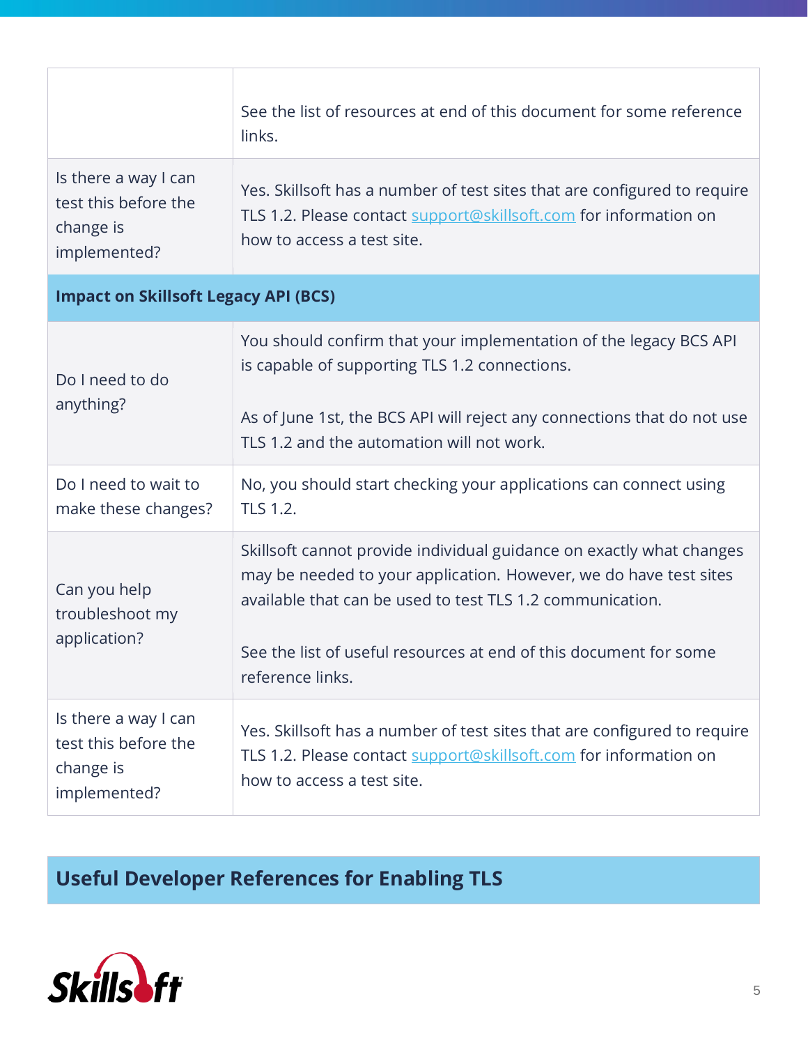| | |
|---|---|
| | See the list of resources at end of this document for some reference links. |
| Is there a way I can test this before the change is implemented? | Yes. Skillsoft has a number of test sites that are configured to require TLS 1.2. Please contact support@skillsoft.com for information on how to access a test site. |
| **Impact on Skillsoft Legacy API (BCS)** | |
| Do I need to do anything? | You should confirm that your implementation of the legacy BCS API is capable of supporting TLS 1.2 connections.<br><br>As of June 1st, the BCS API will reject any connections that do not use TLS 1.2 and the automation will not work. |
| Do I need to wait to make these changes? | No, you should start checking your applications can connect using TLS 1.2. |
| Can you help troubleshoot my application? | Skillsoft cannot provide individual guidance on exactly what changes may be needed to your application. However, we do have test sites available that can be used to test TLS 1.2 communication.<br><br>See the list of useful resources at end of this document for some reference links. |
| Is there a way I can test this before the change is implemented? | Yes. Skillsoft has a number of test sites that are configured to require TLS 1.2. Please contact support@skillsoft.com for information on how to access a test site. |

## Useful Developer References for Enabling TLS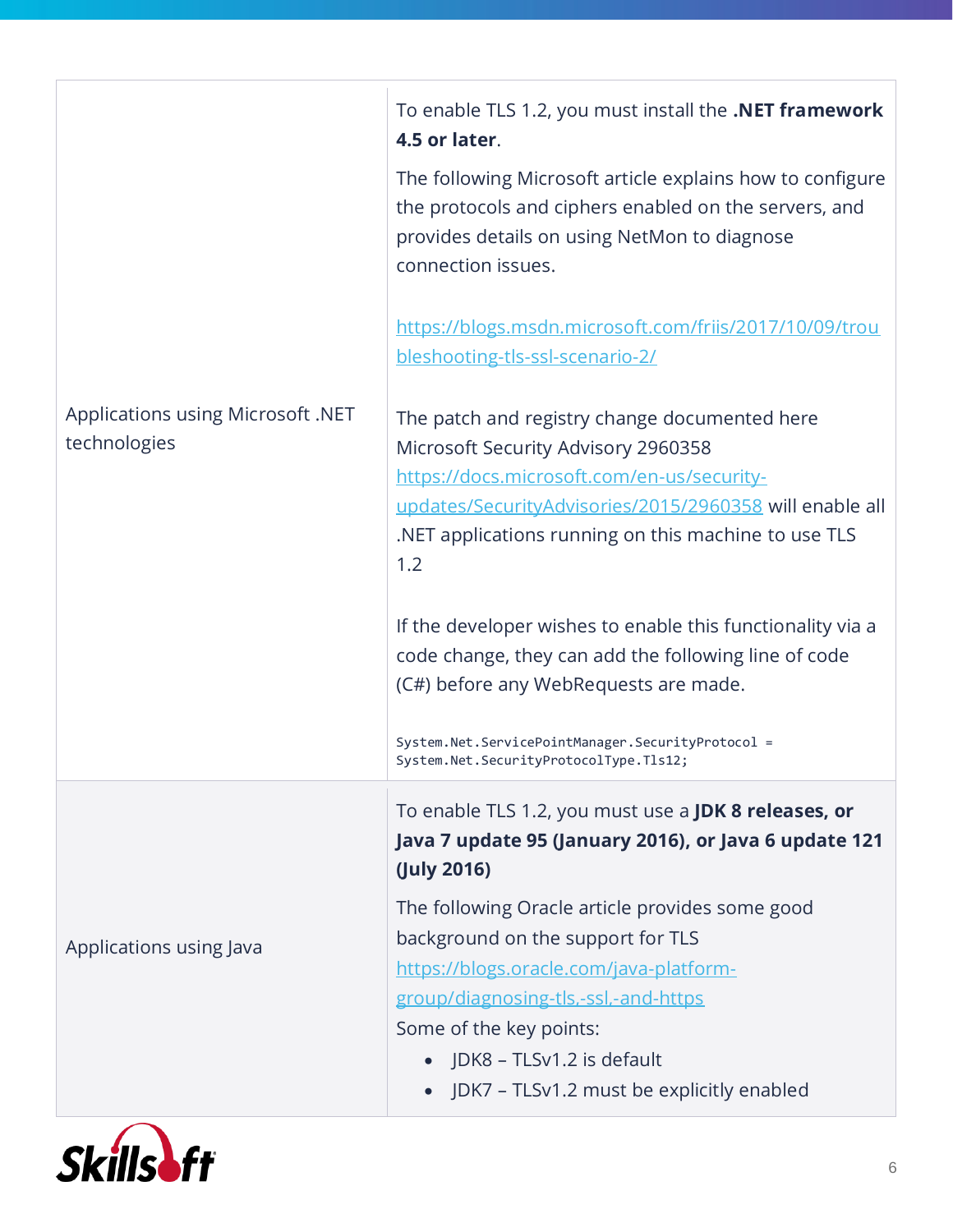| | |
|---|---|
| Applications using Microsoft .NET technologies | To enable TLS 1.2, you must install the **.NET framework 4.5 or later**.<br><br>The following Microsoft article explains how to configure the protocols and ciphers enabled on the servers, and provides details on using NetMon to diagnose connection issues.<br><br>https://blogs.msdn.microsoft.com/friis/2017/10/09/troubleshooting-tls-ssl-scenario-2/<br><br>The patch and registry change documented here Microsoft Security Advisory 2960358 https://docs.microsoft.com/en-us/security-updates/SecurityAdvisories/2015/2960358 will enable all .NET applications running on this machine to use TLS 1.2<br><br>If the developer wishes to enable this functionality via a code change, they can add the following line of code (C#) before any WebRequests are made.<br><br>`System.Net.ServicePointManager.SecurityProtocol = System.Net.SecurityProtocolType.Tls12;` |
| Applications using Java | To enable TLS 1.2, you must use a **JDK 8 releases, or Java 7 update 95 (January 2016), or Java 6 update 121 (July 2016)**<br><br>The following Oracle article provides some good background on the support for TLS https://blogs.oracle.com/java-platform-group/diagnosing-tls,-ssl,-and-https<br>Some of the key points:<br>• JDK8 – TLSv1.2 is default<br>• JDK7 – TLSv1.2 must be explicitly enabled |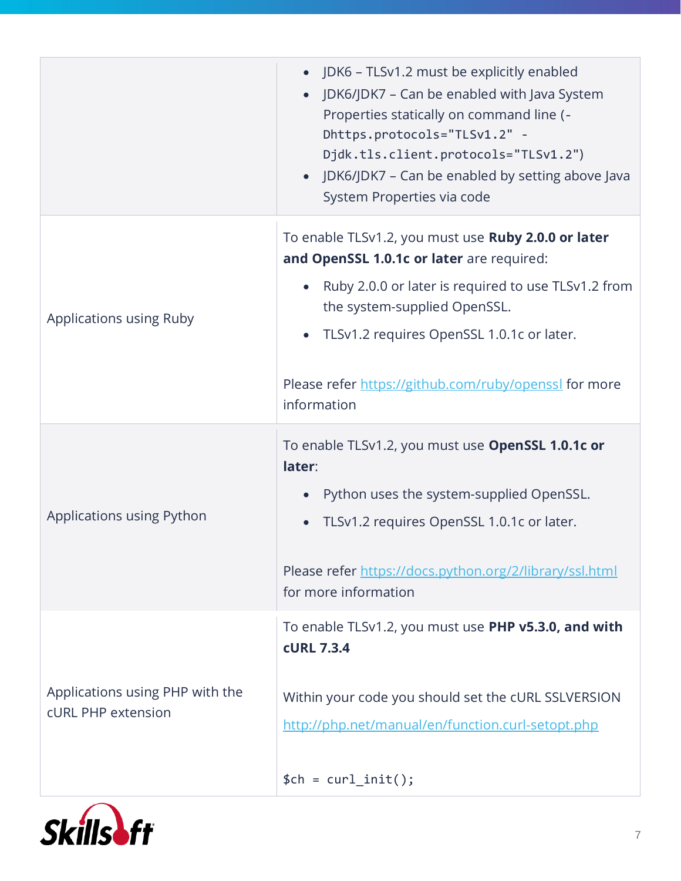| | |
|---|---|
| | • JDK6 – TLSv1.2 must be explicitly enabled<br>• JDK6/JDK7 – Can be enabled with Java System Properties statically on command line (-`Dhttps.protocols="TLSv1.2" -Djdk.tls.client.protocols="TLSv1.2"`)<br>• JDK6/JDK7 – Can be enabled by setting above Java System Properties via code |
| Applications using Ruby | To enable TLSv1.2, you must use **Ruby 2.0.0 or later and OpenSSL 1.0.1c or later** are required:<br>• Ruby 2.0.0 or later is required to use TLSv1.2 from the system-supplied OpenSSL.<br>• TLSv1.2 requires OpenSSL 1.0.1c or later.<br><br>Please refer https://github.com/ruby/openssl for more information |
| Applications using Python | To enable TLSv1.2, you must use **OpenSSL 1.0.1c or later**:<br>• Python uses the system-supplied OpenSSL.<br>• TLSv1.2 requires OpenSSL 1.0.1c or later.<br><br>Please refer https://docs.python.org/2/library/ssl.html for more information |
| Applications using PHP with the cURL PHP extension | To enable TLSv1.2, you must use **PHP v5.3.0, and with cURL 7.3.4**<br><br>Within your code you should set the cURL SSLVERSION<br>http://php.net/manual/en/function.curl-setopt.php<br><br>`$ch = curl_init();` |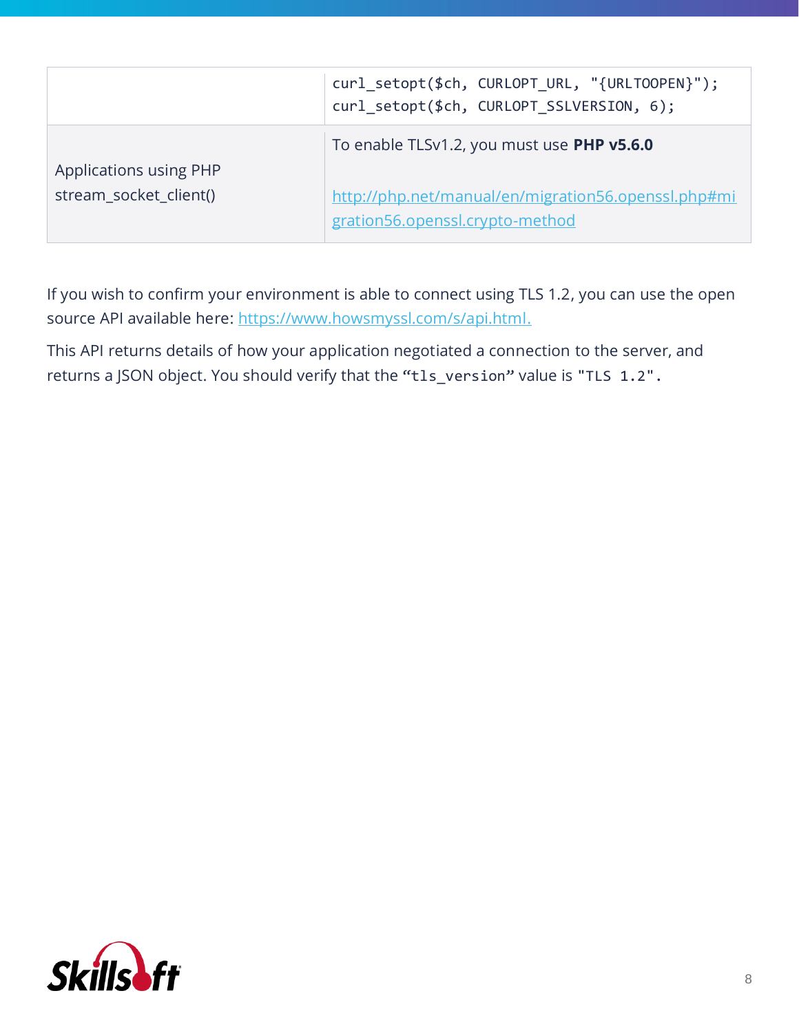| | |
|---|---|
| | `curl_setopt($ch, CURLOPT_URL, "{URLTOOPEN}");` `curl_setopt($ch, CURLOPT_SSLVERSION, 6);` |
| Applications using PHP stream_socket_client() | To enable TLSv1.2, you must use **PHP v5.6.0** [http://php.net/manual/en/migration56.openssl.php#migration56.openssl.crypto-method](http://php.net/manual/en/migration56.openssl.php#migration56.openssl.crypto-method) |

If you wish to confirm your environment is able to connect using TLS 1.2, you can use the open source API available here: [https://www.howsmyssl.com/s/api.html.](https://www.howsmyssl.com/s/api.html)

This API returns details of how your application negotiated a connection to the server, and returns a JSON object. You should verify that the "`tls_version`" value is `"TLS 1.2".`